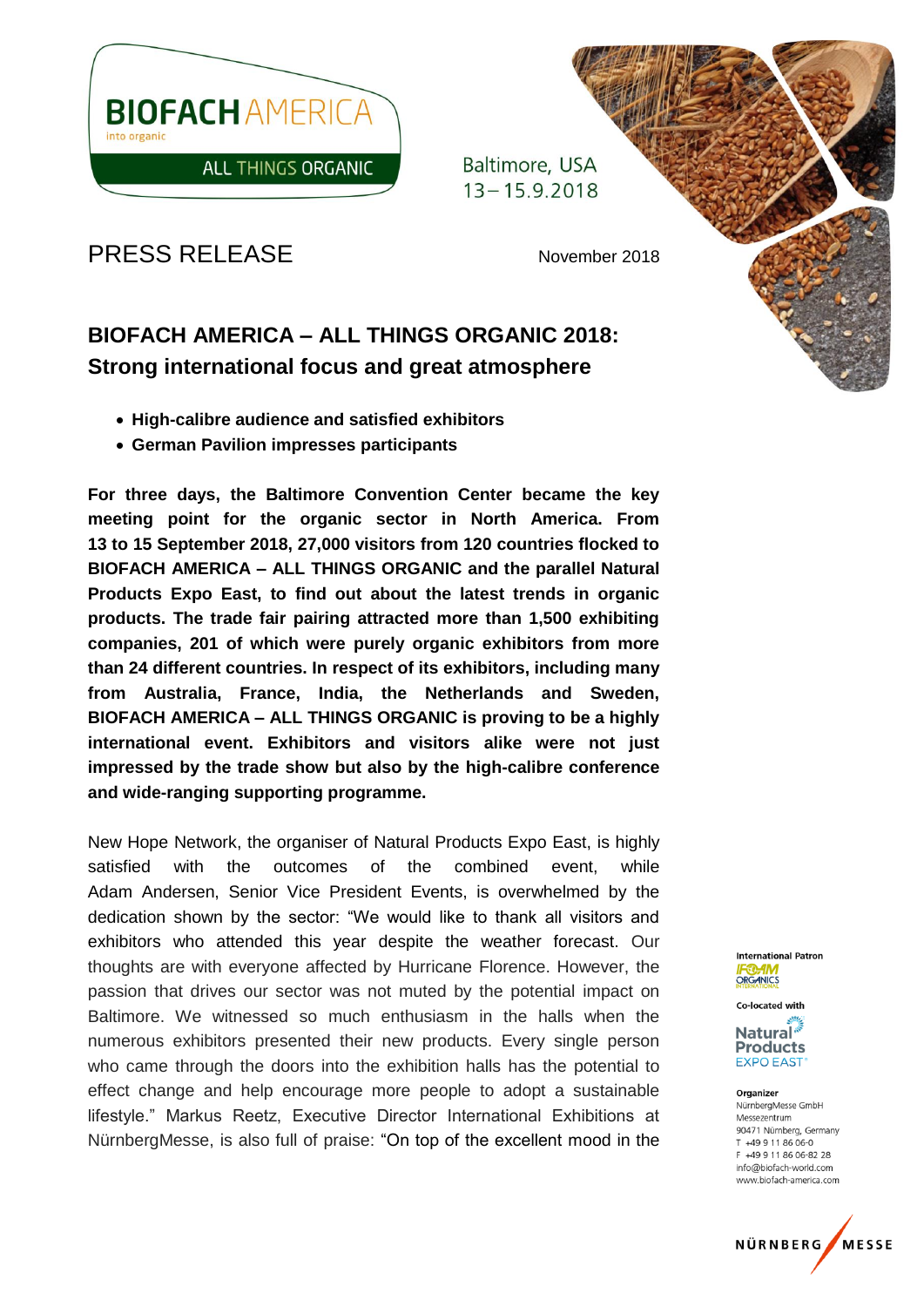BIOFACH AMERICA
into organic
ALL THINGS ORGANIC

Baltimore, USA
13 – 15.9.2018

PRESS RELEASE

November 2018

## BIOFACH AMERICA – ALL THINGS ORGANIC 2018: Strong international focus and great atmosphere

- **High-calibre audience and satisfied exhibitors**
- **German Pavilion impresses participants**

**For three days, the Baltimore Convention Center became the key meeting point for the organic sector in North America. From 13 to 15 September 2018, 27,000 visitors from 120 countries flocked to BIOFACH AMERICA – ALL THINGS ORGANIC and the parallel Natural Products Expo East, to find out about the latest trends in organic products. The trade fair pairing attracted more than 1,500 exhibiting companies, 201 of which were purely organic exhibitors from more than 24 different countries. In respect of its exhibitors, including many from Australia, France, India, the Netherlands and Sweden, BIOFACH AMERICA – ALL THINGS ORGANIC is proving to be a highly international event. Exhibitors and visitors alike were not just impressed by the trade show but also by the high-calibre conference and wide-ranging supporting programme.**

New Hope Network, the organiser of Natural Products Expo East, is highly satisfied with the outcomes of the combined event, while Adam Andersen, Senior Vice President Events, is overwhelmed by the dedication shown by the sector: "We would like to thank all visitors and exhibitors who attended this year despite the weather forecast. Our thoughts are with everyone affected by Hurricane Florence. However, the passion that drives our sector was not muted by the potential impact on Baltimore. We witnessed so much enthusiasm in the halls when the numerous exhibitors presented their new products. Every single person who came through the doors into the exhibition halls has the potential to effect change and help encourage more people to adopt a sustainable lifestyle." Markus Reetz, Executive Director International Exhibitions at NürnbergMesse, is also full of praise: "On top of the excellent mood in the

International Patron
IFOAM ORGANICS INTERNATIONAL

Co-located with
Natural Products EXPO EAST

Organizer
NürnbergMesse GmbH
Messezentrum
90471 Nürnberg, Germany
T +49 9 11 86 06-0
F +49 9 11 86 06-82 28
info@biofach-world.com
www.biofach-america.com

NÜRNBERG MESSE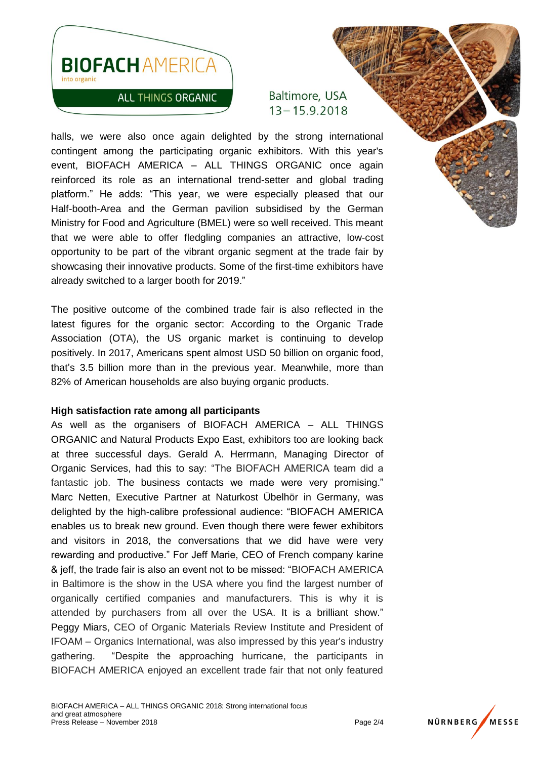halls, we were also once again delighted by the strong international contingent among the participating organic exhibitors. With this year's event, BIOFACH AMERICA – ALL THINGS ORGANIC once again reinforced its role as an international trend-setter and global trading platform." He adds: "This year, we were especially pleased that our Half-booth-Area and the German pavilion subsidised by the German Ministry for Food and Agriculture (BMEL) were so well received. This meant that we were able to offer fledgling companies an attractive, low-cost opportunity to be part of the vibrant organic segment at the trade fair by showcasing their innovative products. Some of the first-time exhibitors have already switched to a larger booth for 2019."

The positive outcome of the combined trade fair is also reflected in the latest figures for the organic sector: According to the Organic Trade Association (OTA), the US organic market is continuing to develop positively. In 2017, Americans spent almost USD 50 billion on organic food, that's 3.5 billion more than in the previous year. Meanwhile, more than 82% of American households are also buying organic products.

**High satisfaction rate among all participants**

As well as the organisers of BIOFACH AMERICA – ALL THINGS ORGANIC and Natural Products Expo East, exhibitors too are looking back at three successful days. Gerald A. Herrmann, Managing Director of Organic Services, had this to say: "The BIOFACH AMERICA team did a fantastic job. The business contacts we made were very promising." Marc Netten, Executive Partner at Naturkost Übelhör in Germany, was delighted by the high-calibre professional audience: "BIOFACH AMERICA enables us to break new ground. Even though there were fewer exhibitors and visitors in 2018, the conversations that we did have were very rewarding and productive." For Jeff Marie, CEO of French company karine & jeff, the trade fair is also an event not to be missed: "BIOFACH AMERICA in Baltimore is the show in the USA where you find the largest number of organically certified companies and manufacturers. This is why it is attended by purchasers from all over the USA. It is a brilliant show." Peggy Miars, CEO of Organic Materials Review Institute and President of IFOAM – Organics International, was also impressed by this year's industry gathering. "Despite the approaching hurricane, the participants in BIOFACH AMERICA enjoyed an excellent trade fair that not only featured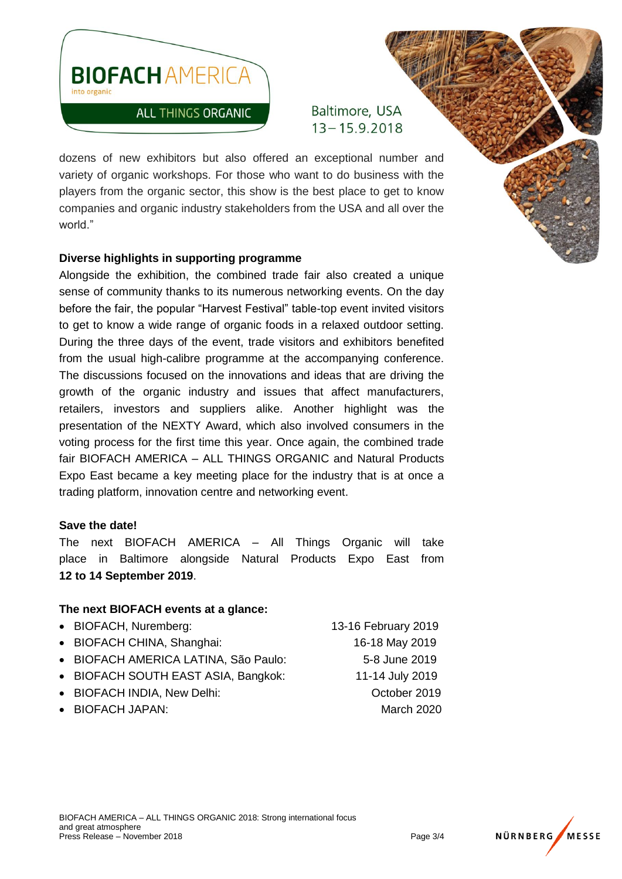dozens of new exhibitors but also offered an exceptional number and variety of organic workshops. For those who want to do business with the players from the organic sector, this show is the best place to get to know companies and organic industry stakeholders from the USA and all over the world."

**Diverse highlights in supporting programme**

Alongside the exhibition, the combined trade fair also created a unique sense of community thanks to its numerous networking events. On the day before the fair, the popular "Harvest Festival" table-top event invited visitors to get to know a wide range of organic foods in a relaxed outdoor setting. During the three days of the event, trade visitors and exhibitors benefited from the usual high-calibre programme at the accompanying conference. The discussions focused on the innovations and ideas that are driving the growth of the organic industry and issues that affect manufacturers, retailers, investors and suppliers alike. Another highlight was the presentation of the NEXTY Award, which also involved consumers in the voting process for the first time this year. Once again, the combined trade fair BIOFACH AMERICA – ALL THINGS ORGANIC and Natural Products Expo East became a key meeting place for the industry that is at once a trading platform, innovation centre and networking event.

**Save the date!**

The next BIOFACH AMERICA – All Things Organic will take place in Baltimore alongside Natural Products Expo East from **12 to 14 September 2019**.

**The next BIOFACH events at a glance:**

- BIOFACH, Nuremberg: 13-16 February 2019
- BIOFACH CHINA, Shanghai: 16-18 May 2019
- BIOFACH AMERICA LATINA, São Paulo: 5-8 June 2019
- BIOFACH SOUTH EAST ASIA, Bangkok: 11-14 July 2019
- BIOFACH INDIA, New Delhi: October 2019
- BIOFACH JAPAN: March 2020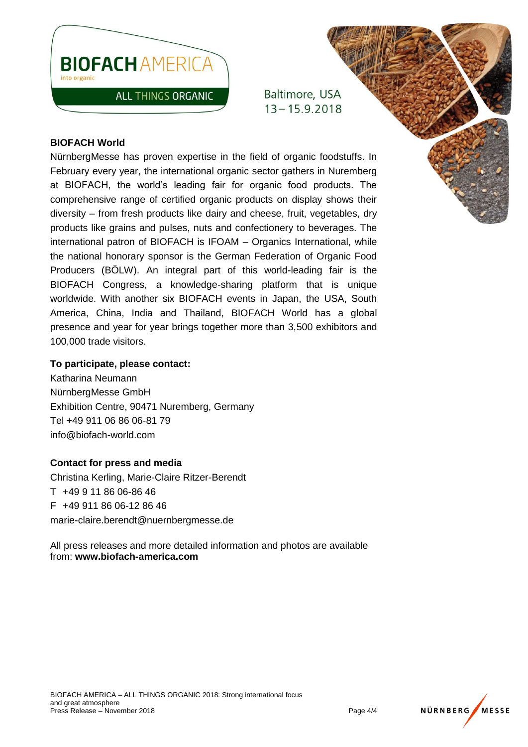BIOFACH AMERICA
into organic
ALL THINGS ORGANIC

Baltimore, USA
13 – 15.9.2018

**BIOFACH World**

NürnbergMesse has proven expertise in the field of organic foodstuffs. In February every year, the international organic sector gathers in Nuremberg at BIOFACH, the world's leading fair for organic food products. The comprehensive range of certified organic products on display shows their diversity – from fresh products like dairy and cheese, fruit, vegetables, dry products like grains and pulses, nuts and confectionery to beverages. The international patron of BIOFACH is IFOAM – Organics International, while the national honorary sponsor is the German Federation of Organic Food Producers (BÖLW). An integral part of this world-leading fair is the BIOFACH Congress, a knowledge-sharing platform that is unique worldwide. With another six BIOFACH events in Japan, the USA, South America, China, India and Thailand, BIOFACH World has a global presence and year for year brings together more than 3,500 exhibitors and 100,000 trade visitors.

**To participate, please contact:**

Katharina Neumann
NürnbergMesse GmbH
Exhibition Centre, 90471 Nuremberg, Germany
Tel +49 911 06 86 06-81 79
info@biofach-world.com

**Contact for press and media**

Christina Kerling, Marie-Claire Ritzer-Berendt
T +49 9 11 86 06-86 46
F +49 911 86 06-12 86 46
marie-claire.berendt@nuernbergmesse.de

All press releases and more detailed information and photos are available from: **www.biofach-america.com**